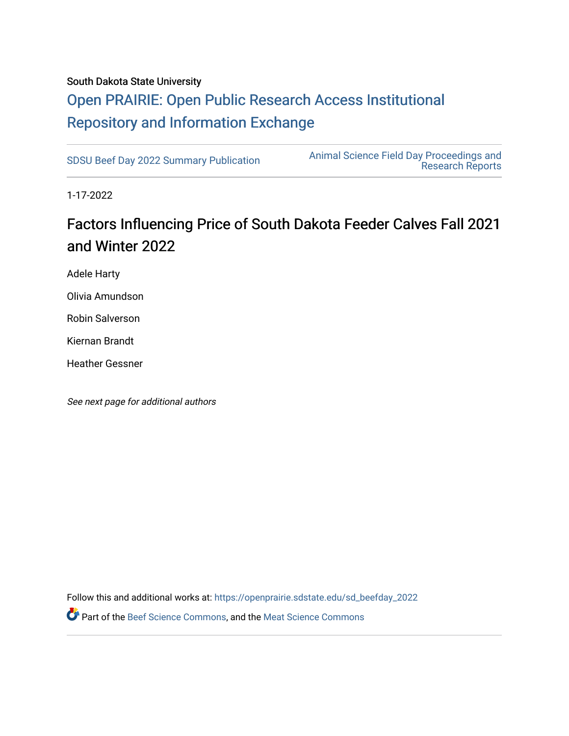South Dakota State University

# Open PRAIRIE: Open Public Research Access Institutional Repository and Information Exchange

SDSU Beef Day 2022 Summary Publication

Animal Science Field Day Proceedings and Research Reports

1-17-2022

## Factors Influencing Price of South Dakota Feeder Calves Fall 2021 and Winter 2022

Adele Harty

Olivia Amundson

Robin Salverson

Kiernan Brandt

Heather Gessner

*See next page for additional authors*

Follow this and additional works at: https://openprairie.sdstate.edu/sd_beefday_2022

Part of the Beef Science Commons, and the Meat Science Commons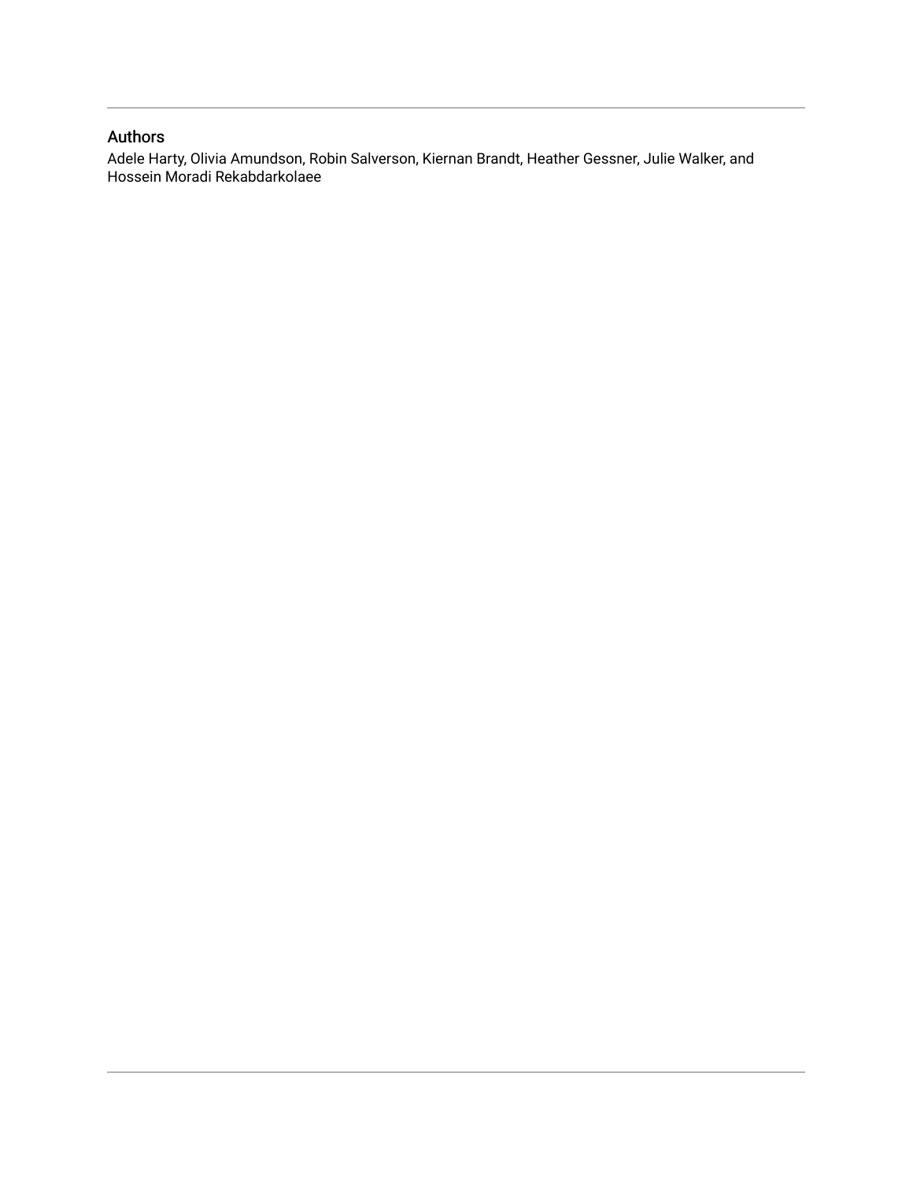## Authors

Adele Harty, Olivia Amundson, Robin Salverson, Kiernan Brandt, Heather Gessner, Julie Walker, and Hossein Moradi Rekabdarkolaee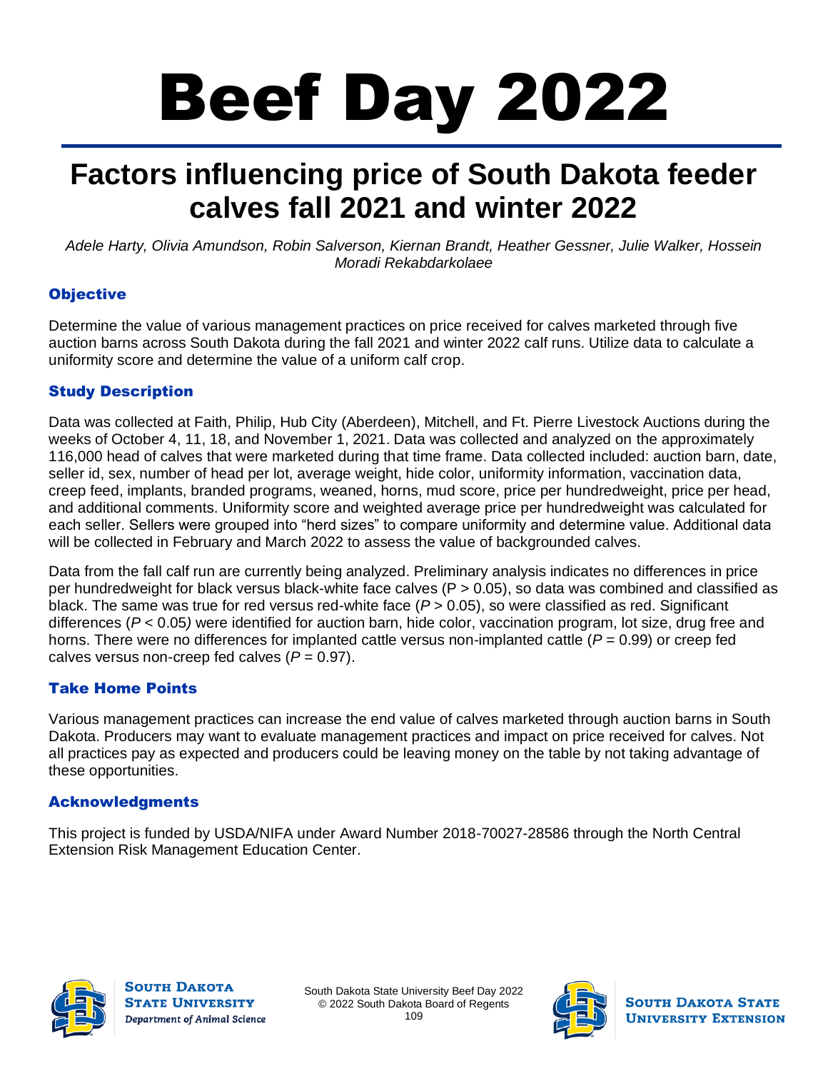# Beef Day 2022

## Factors influencing price of South Dakota feeder calves fall 2021 and winter 2022

*Adele Harty, Olivia Amundson, Robin Salverson, Kiernan Brandt, Heather Gessner, Julie Walker, Hossein Moradi Rekabdarkolaee*

### Objective

Determine the value of various management practices on price received for calves marketed through five auction barns across South Dakota during the fall 2021 and winter 2022 calf runs. Utilize data to calculate a uniformity score and determine the value of a uniform calf crop.

### Study Description

Data was collected at Faith, Philip, Hub City (Aberdeen), Mitchell, and Ft. Pierre Livestock Auctions during the weeks of October 4, 11, 18, and November 1, 2021. Data was collected and analyzed on the approximately 116,000 head of calves that were marketed during that time frame. Data collected included: auction barn, date, seller id, sex, number of head per lot, average weight, hide color, uniformity information, vaccination data, creep feed, implants, branded programs, weaned, horns, mud score, price per hundredweight, price per head, and additional comments. Uniformity score and weighted average price per hundredweight was calculated for each seller. Sellers were grouped into "herd sizes" to compare uniformity and determine value. Additional data will be collected in February and March 2022 to assess the value of backgrounded calves.

Data from the fall calf run are currently being analyzed. Preliminary analysis indicates no differences in price per hundredweight for black versus black-white face calves ($P > 0.05$), so data was combined and classified as black. The same was true for red versus red-white face ($P > 0.05$), so were classified as red. Significant differences ($P < 0.05$) were identified for auction barn, hide color, vaccination program, lot size, drug free and horns. There were no differences for implanted cattle versus non-implanted cattle ($P = 0.99$) or creep fed calves versus non-creep fed calves ($P = 0.97$).

### Take Home Points

Various management practices can increase the end value of calves marketed through auction barns in South Dakota. Producers may want to evaluate management practices and impact on price received for calves. Not all practices pay as expected and producers could be leaving money on the table by not taking advantage of these opportunities.

### Acknowledgments

This project is funded by USDA/NIFA under Award Number 2018-70027-28586 through the North Central Extension Risk Management Education Center.